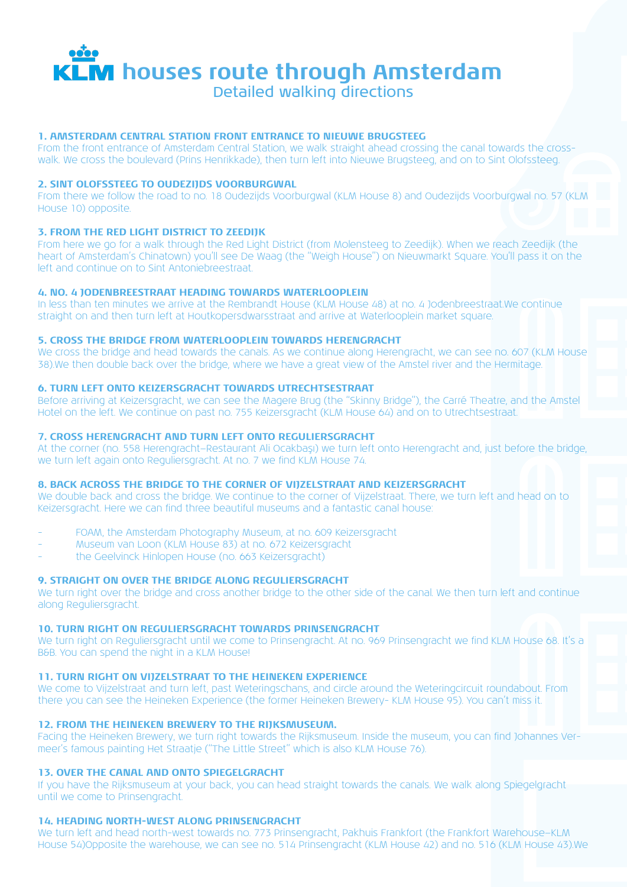# KLM houses route through Amsterdam

## Detailed walking directions

### 1. AMSTERDAM CENTRAL STATION FRONT ENTRANCE TO NIEUWE BRUGSTEEG

From the front entrance of Amsterdam Central Station, we walk straight ahead crossing the canal towards the cross-walk. We cross the boulevard (Prins Henrikkade), then turn left into Nieuwe Brugsteeg, and on to Sint Olofssteeg.

### 2. SINT OLOFSSTEEG TO OUDEZIJDS VOORBURGWAL

From there we follow the road to no. 18 Oudezijds Voorburgwal (KLM House 8) and Oudezijds Voorburgwal no. 57 (KLM House 10) opposite.

### 3. FROM THE RED LIGHT DISTRICT TO ZEEDIJK

From here we go for a walk through the Red Light District (from Molensteeg to Zeedijk). When we reach Zeedijk (the heart of Amsterdam's Chinatown) you'll see De Waag (the "Weigh House") on Nieuwmarkt Square. You'll pass it on the left and continue on to Sint Antoniebreestraat.

### 4. NO. 4 JODENBREESTRAAT HEADING TOWARDS WATERLOOPLEIN

In less than ten minutes we arrive at the Rembrandt House (KLM House 48) at no. 4 Jodenbreestraat.We continue straight on and then turn left at Houtkopersdwarsstraat and arrive at Waterlooplein market square.

### 5. CROSS THE BRIDGE FROM WATERLOOPLEIN TOWARDS HERENGRACHT

We cross the bridge and head towards the canals. As we continue along Herengracht, we can see no. 607 (KLM House 38).We then double back over the bridge, where we have a great view of the Amstel river and the Hermitage.

### 6. TURN LEFT ONTO KEIZERSGRACHT TOWARDS UTRECHTSESTRAAT

Before arriving at Keizersgracht, we can see the Magere Brug (the "Skinny Bridge"), the Carré Theatre, and the Amstel Hotel on the left. We continue on past no. 755 Keizersgracht (KLM House 64) and on to Utrechtsestraat.

### 7. CROSS HERENGRACHT AND TURN LEFT ONTO REGULIERSGRACHT

At the corner (no. 558 Herengracht–Restaurant Ali Ocakbaşı) we turn left onto Herengracht and, just before the bridge, we turn left again onto Reguliersgracht. At no. 7 we find KLM House 74.

### 8. BACK ACROSS THE BRIDGE TO THE CORNER OF VIJZELSTRAAT AND KEIZERSGRACHT

We double back and cross the bridge. We continue to the corner of Vijzelstraat. There, we turn left and head on to Keizersgracht. Here we can find three beautiful museums and a fantastic canal house:

- FOAM, the Amsterdam Photography Museum, at no. 609 Keizersgracht
- Museum van Loon (KLM House 83) at no. 672 Keizersgracht
- the Geelvinck Hinlopen House (no. 663 Keizersgracht)

### 9. STRAIGHT ON OVER THE BRIDGE ALONG REGULIERSGRACHT

We turn right over the bridge and cross another bridge to the other side of the canal. We then turn left and continue along Reguliersgracht.

### 10. TURN RIGHT ON REGULIERSGRACHT TOWARDS PRINSENGRACHT

We turn right on Reguliersgracht until we come to Prinsengracht. At no. 969 Prinsengracht we find KLM House 68. It's a B&B. You can spend the night in a KLM House!

### 11. TURN RIGHT ON VIJZELSTRAAT TO THE HEINEKEN EXPERIENCE

We come to Vijzelstraat and turn left, past Weteringschans, and circle around the Weteringcircuit roundabout. From there you can see the Heineken Experience (the former Heineken Brewery- KLM House 95). You can't miss it.

### 12. FROM THE HEINEKEN BREWERY TO THE RIJKSMUSEUM.

Facing the Heineken Brewery, we turn right towards the Rijksmuseum. Inside the museum, you can find Johannes Vermeer's famous painting Het Straatje ("The Little Street" which is also KLM House 76).

### 13. OVER THE CANAL AND ONTO SPIEGELGRACHT

If you have the Rijksmuseum at your back, you can head straight towards the canals. We walk along Spiegelgracht until we come to Prinsengracht.

### 14. HEADING NORTH-WEST ALONG PRINSENGRACHT

We turn left and head north-west towards no. 773 Prinsengracht, Pakhuis Frankfort (the Frankfort Warehouse–KLM House 54)Opposite the warehouse, we can see no. 514 Prinsengracht (KLM House 42) and no. 516 (KLM House 43).We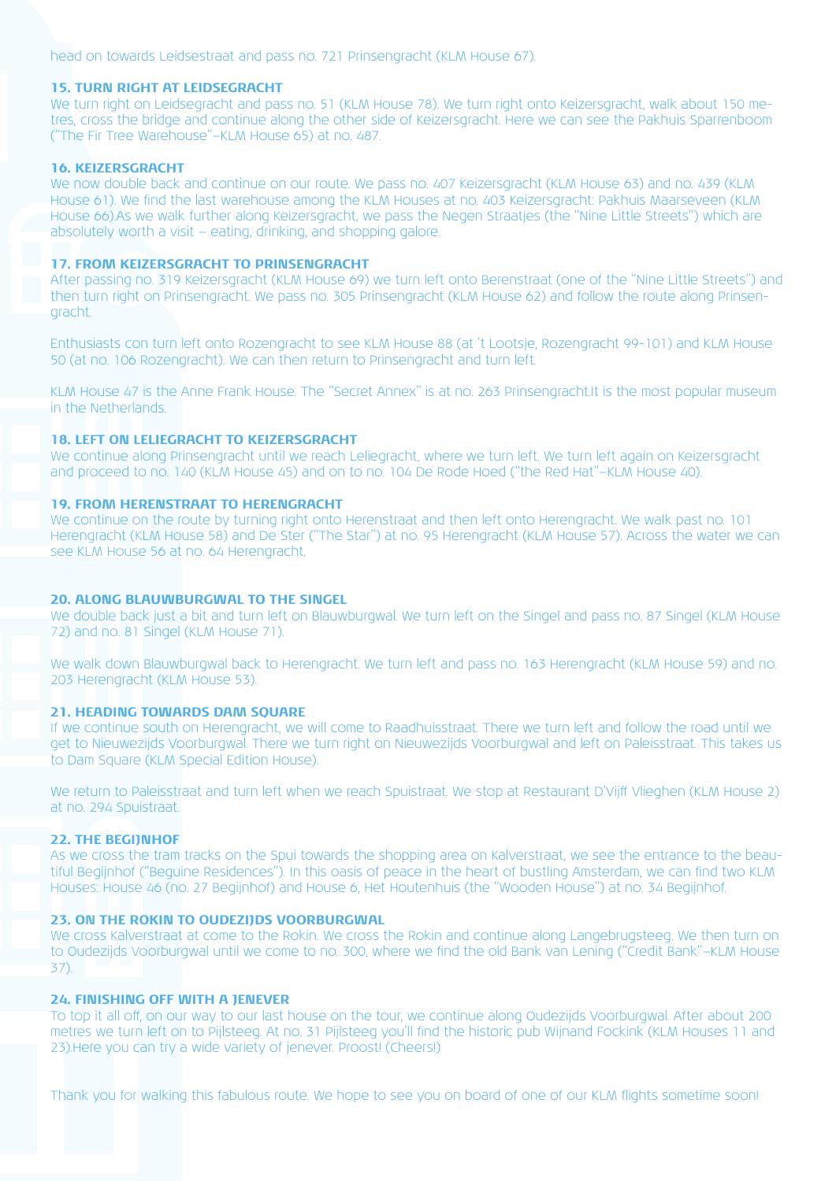head on towards Leidsestraat and pass no. 721 Prinsengracht (KLM House 67).

### 15. TURN RIGHT AT LEIDSEGRACHT

We turn right on Leidsegracht and pass no. 51 (KLM House 78). We turn right onto Keizersgracht, walk about 150 metres, cross the bridge and continue along the other side of Keizersgracht. Here we can see the Pakhuis Sparrenboom ("The Fir Tree Warehouse"–KLM House 65) at no. 487.

### 16. KEIZERSGRACHT

We now double back and continue on our route. We pass no. 407 Keizersgracht (KLM House 63) and no. 439 (KLM House 61). We find the last warehouse among the KLM Houses at no. 403 Keizersgracht: Pakhuis Maarseveen (KLM House 66).As we walk further along Keizersgracht, we pass the Negen Straatjes (the "Nine Little Streets") which are absolutely worth a visit – eating, drinking, and shopping galore.

### 17. FROM KEIZERSGRACHT TO PRINSENGRACHT

After passing no. 319 Keizersgracht (KLM House 69) we turn left onto Berenstraat (one of the "Nine Little Streets") and then turn right on Prinsengracht. We pass no. 305 Prinsengracht (KLM House 62) and follow the route along Prinsengracht.

Enthusiasts con turn left onto Rozengracht to see KLM House 88 (at 't Lootsje, Rozengracht 99-101) and KLM House 50 (at no. 106 Rozengracht). We can then return to Prinsengracht and turn left.

KLM House 47 is the Anne Frank House. The "Secret Annex" is at no. 263 Prinsengracht.It is the most popular museum in the Netherlands.

### 18. LEFT ON LELIEGRACHT TO KEIZERSGRACHT

We continue along Prinsengracht until we reach Leliegracht, where we turn left. We turn left again on Keizersgracht and proceed to no. 140 (KLM House 45) and on to no. 104 De Rode Hoed ("the Red Hat"–KLM House 40).

### 19. FROM HERENSTRAAT TO HERENGRACHT

We continue on the route by turning right onto Herenstraat and then left onto Herengracht. We walk past no. 101 Herengracht (KLM House 58) and De Ster ("The Star") at no. 95 Herengracht (KLM House 57). Across the water we can see KLM House 56 at no. 64 Herengracht.

### 20. ALONG BLAUWBURGWAL TO THE SINGEL

We double back just a bit and turn left on Blauwburgwal. We turn left on the Singel and pass no. 87 Singel (KLM House 72) and no. 81 Singel (KLM House 71).

We walk down Blauwburgwal back to Herengracht. We turn left and pass no. 163 Herengracht (KLM House 59) and no. 203 Herengracht (KLM House 53).

### 21. HEADING TOWARDS DAM SQUARE

If we continue south on Herengracht, we will come to Raadhuisstraat. There we turn left and follow the road until we get to Nieuwezijds Voorburgwal. There we turn right on Nieuwezijds Voorburgwal and left on Paleisstraat. This takes us to Dam Square (KLM Special Edition House).

We return to Paleisstraat and turn left when we reach Spuistraat. We stop at Restaurant D'Vijff Vlieghen (KLM House 2) at no. 294 Spuistraat.

### 22. THE BEGIJNHOF

As we cross the tram tracks on the Spui towards the shopping area on Kalverstraat, we see the entrance to the beautiful Begijnhof ("Beguine Residences"). In this oasis of peace in the heart of bustling Amsterdam, we can find two KLM Houses: House 46 (no. 27 Begijnhof) and House 6, Het Houtenhuis (the "Wooden House") at no. 34 Begijnhof.

### 23. ON THE ROKIN TO OUDEZIJDS VOORBURGWAL

We cross Kalverstraat at come to the Rokin. We cross the Rokin and continue along Langebrugsteeg. We then turn on to Oudezijds Voorburgwal until we come to no. 300, where we find the old Bank van Lening ("Credit Bank"–KLM House 37).

### 24. FINISHING OFF WITH A JENEVER

To top it all off, on our way to our last house on the tour, we continue along Oudezijds Voorburgwal. After about 200 metres we turn left on to Pijlsteeg. At no. 31 Pijlsteeg you'll find the historic pub Wijnand Fockink (KLM Houses 11 and 23).Here you can try a wide variety of jenever. Proost! (Cheers!)

Thank you for walking this fabulous route. We hope to see you on board of one of our KLM flights sometime soon!